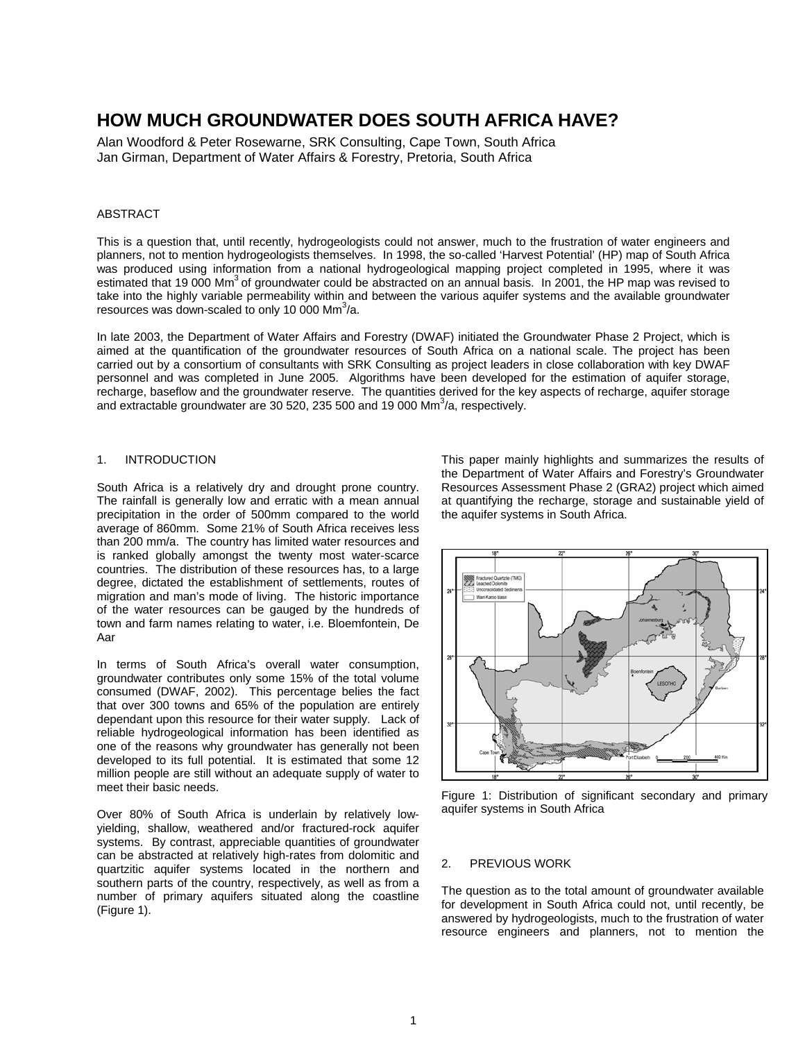# HOW MUCH GROUNDWATER DOES SOUTH AFRICA HAVE?

Alan Woodford & Peter Rosewarne, SRK Consulting, Cape Town, South Africa
Jan Girman, Department of Water Affairs & Forestry, Pretoria, South Africa

## ABSTRACT

This is a question that, until recently, hydrogeologists could not answer, much to the frustration of water engineers and planners, not to mention hydrogeologists themselves. In 1998, the so-called 'Harvest Potential' (HP) map of South Africa was produced using information from a national hydrogeological mapping project completed in 1995, where it was estimated that 19 000 $Mm^3$ of groundwater could be abstracted on an annual basis. In 2001, the HP map was revised to take into the highly variable permeability within and between the various aquifer systems and the available groundwater resources was down-scaled to only 10 000 $Mm^3$/a.

In late 2003, the Department of Water Affairs and Forestry (DWAF) initiated the Groundwater Phase 2 Project, which is aimed at the quantification of the groundwater resources of South Africa on a national scale. The project has been carried out by a consortium of consultants with SRK Consulting as project leaders in close collaboration with key DWAF personnel and was completed in June 2005. Algorithms have been developed for the estimation of aquifer storage, recharge, baseflow and the groundwater reserve. The quantities derived for the key aspects of recharge, aquifer storage and extractable groundwater are 30 520, 235 500 and 19 000 $Mm^3$/a, respectively.

## 1. INTRODUCTION

South Africa is a relatively dry and drought prone country. The rainfall is generally low and erratic with a mean annual precipitation in the order of 500mm compared to the world average of 860mm. Some 21% of South Africa receives less than 200 mm/a. The country has limited water resources and is ranked globally amongst the twenty most water-scarce countries. The distribution of these resources has, to a large degree, dictated the establishment of settlements, routes of migration and man's mode of living. The historic importance of the water resources can be gauged by the hundreds of town and farm names relating to water, i.e. Bloemfontein, De Aar

In terms of South Africa's overall water consumption, groundwater contributes only some 15% of the total volume consumed (DWAF, 2002). This percentage belies the fact that over 300 towns and 65% of the population are entirely dependant upon this resource for their water supply. Lack of reliable hydrogeological information has been identified as one of the reasons why groundwater has generally not been developed to its full potential. It is estimated that some 12 million people are still without an adequate supply of water to meet their basic needs.

Over 80% of South Africa is underlain by relatively low-yielding, shallow, weathered and/or fractured-rock aquifer systems. By contrast, appreciable quantities of groundwater can be abstracted at relatively high-rates from dolomitic and quartzitic aquifer systems located in the northern and southern parts of the country, respectively, as well as from a number of primary aquifers situated along the coastline (Figure 1).

This paper mainly highlights and summarizes the results of the Department of Water Affairs and Forestry's Groundwater Resources Assessment Phase 2 (GRA2) project which aimed at quantifying the recharge, storage and sustainable yield of the aquifer systems in South Africa.

Figure 1: Distribution of significant secondary and primary aquifer systems in South Africa

## 2. PREVIOUS WORK

The question as to the total amount of groundwater available for development in South Africa could not, until recently, be answered by hydrogeologists, much to the frustration of water resource engineers and planners, not to mention the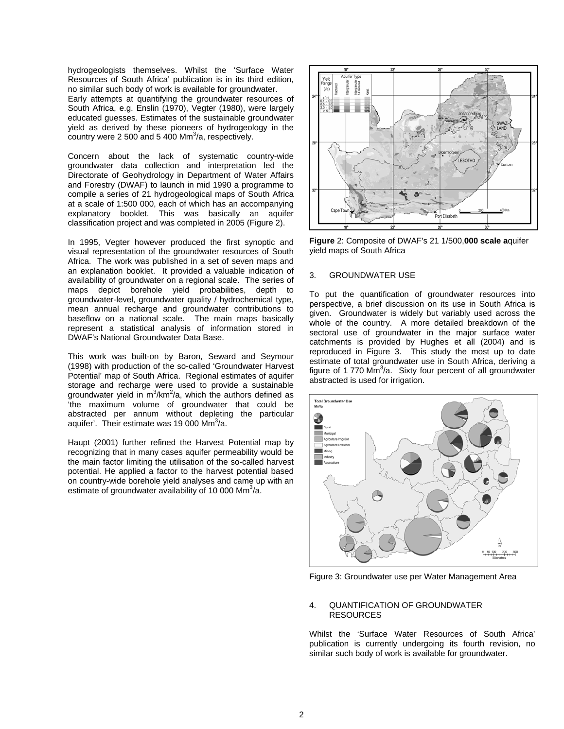hydrogeologists themselves. Whilst the 'Surface Water Resources of South Africa' publication is in its third edition, no similar such body of work is available for groundwater.

Early attempts at quantifying the groundwater resources of South Africa, e.g. Enslin (1970), Vegter (1980), were largely educated guesses. Estimates of the sustainable groundwater yield as derived by these pioneers of hydrogeology in the country were 2 500 and 5 400 $Mm^3/a$, respectively.

Concern about the lack of systematic country-wide groundwater data collection and interpretation led the Directorate of Geohydrology in Department of Water Affairs and Forestry (DWAF) to launch in mid 1990 a programme to compile a series of 21 hydrogeological maps of South Africa at a scale of 1:500 000, each of which has an accompanying explanatory booklet. This was basically an aquifer classification project and was completed in 2005 (Figure 2).

In 1995, Vegter however produced the first synoptic and visual representation of the groundwater resources of South Africa. The work was published in a set of seven maps and an explanation booklet. It provided a valuable indication of availability of groundwater on a regional scale. The series of maps depict borehole yield probabilities, depth to groundwater-level, groundwater quality / hydrochemical type, mean annual recharge and groundwater contributions to baseflow on a national scale. The main maps basically represent a statistical analysis of information stored in DWAF's National Groundwater Data Base.

This work was built-on by Baron, Seward and Seymour (1998) with production of the so-called 'Groundwater Harvest Potential' map of South Africa. Regional estimates of aquifer storage and recharge were used to provide a sustainable groundwater yield in $m^3/km^2/a$, which the authors defined as 'the maximum volume of groundwater that could be abstracted per annum without depleting the particular aquifer'. Their estimate was 19 000 $Mm^3/a$.

Haupt (2001) further refined the Harvest Potential map by recognizing that in many cases aquifer permeability would be the main factor limiting the utilisation of the so-called harvest potential. He applied a factor to the harvest potential based on country-wide borehole yield analyses and came up with an estimate of groundwater availability of 10 000 $Mm^3/a$.

**Figure** 2: Composite of DWAF's 21 1/500,**000 scale a**quifer yield maps of South Africa

## 3. GROUNDWATER USE

To put the quantification of groundwater resources into perspective, a brief discussion on its use in South Africa is given. Groundwater is widely but variably used across the whole of the country. A more detailed breakdown of the sectoral use of groundwater in the major surface water catchments is provided by Hughes et all (2004) and is reproduced in Figure 3. This study the most up to date estimate of total groundwater use in South Africa, deriving a figure of 1 770 $Mm^3/a$. Sixty four percent of all groundwater abstracted is used for irrigation.

Figure 3: Groundwater use per Water Management Area

## 4. QUANTIFICATION OF GROUNDWATER RESOURCES

Whilst the 'Surface Water Resources of South Africa' publication is currently undergoing its fourth revision, no similar such body of work is available for groundwater.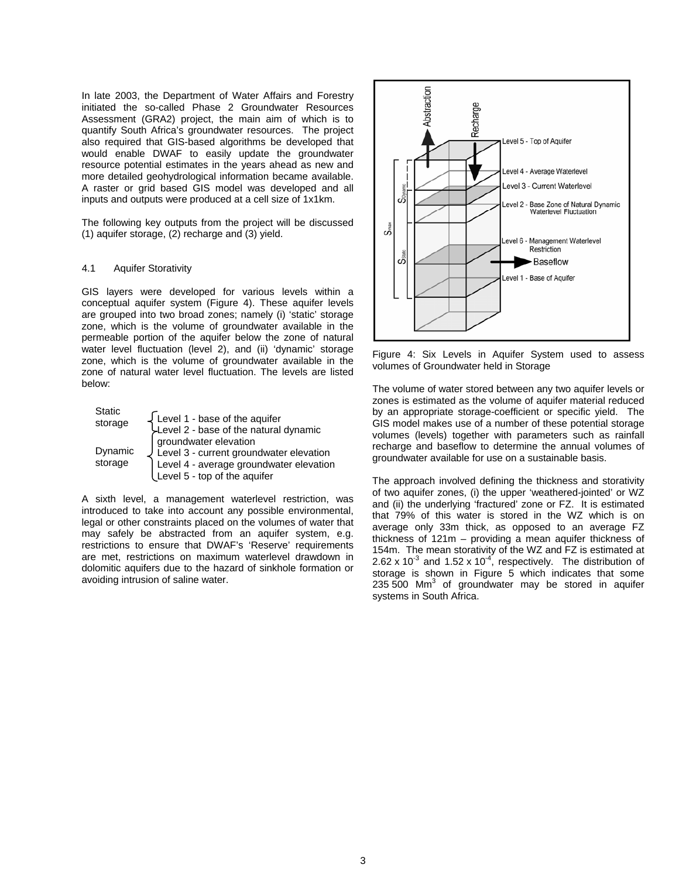In late 2003, the Department of Water Affairs and Forestry initiated the so-called Phase 2 Groundwater Resources Assessment (GRA2) project, the main aim of which is to quantify South Africa's groundwater resources. The project also required that GIS-based algorithms be developed that would enable DWAF to easily update the groundwater resource potential estimates in the years ahead as new and more detailed geohydrological information became available. A raster or grid based GIS model was developed and all inputs and outputs were produced at a cell size of 1x1km.

The following key outputs from the project will be discussed (1) aquifer storage, (2) recharge and (3) yield.

### 4.1 Aquifer Storativity

GIS layers were developed for various levels within a conceptual aquifer system (Figure 4). These aquifer levels are grouped into two broad zones; namely (i) 'static' storage zone, which is the volume of groundwater available in the permeable portion of the aquifer below the zone of natural water level fluctuation (level 2), and (ii) 'dynamic' storage zone, which is the volume of groundwater available in the zone of natural water level fluctuation. The levels are listed below:

- Static storage
  - Level 1 - base of the aquifer
  - Level 2 - base of the natural dynamic groundwater elevation
- Dynamic storage
  - Level 2 - base of the natural dynamic groundwater elevation
  - Level 3 - current groundwater elevation
  - Level 4 - average groundwater elevation
  - Level 5 - top of the aquifer

A sixth level, a management waterlevel restriction, was introduced to take into account any possible environmental, legal or other constraints placed on the volumes of water that may safely be abstracted from an aquifer system, e.g. restrictions to ensure that DWAF's 'Reserve' requirements are met, restrictions on maximum waterlevel drawdown in dolomitic aquifers due to the hazard of sinkhole formation or avoiding intrusion of saline water.

Figure 4: Six Levels in Aquifer System used to assess volumes of Groundwater held in Storage

The volume of water stored between any two aquifer levels or zones is estimated as the volume of aquifer material reduced by an appropriate storage-coefficient or specific yield. The GIS model makes use of a number of these potential storage volumes (levels) together with parameters such as rainfall recharge and baseflow to determine the annual volumes of groundwater available for use on a sustainable basis.

The approach involved defining the thickness and storativity of two aquifer zones, (i) the upper 'weathered-jointed' or WZ and (ii) the underlying 'fractured' zone or FZ. It is estimated that 79% of this water is stored in the WZ which is on average only 33m thick, as opposed to an average FZ thickness of 121m – providing a mean aquifer thickness of 154m. The mean storativity of the WZ and FZ is estimated at $2.62 \times 10^{-3}$ and $1.52 \times 10^{-4}$, respectively. The distribution of storage is shown in Figure 5 which indicates that some 235 500 $Mm^3$ of groundwater may be stored in aquifer systems in South Africa.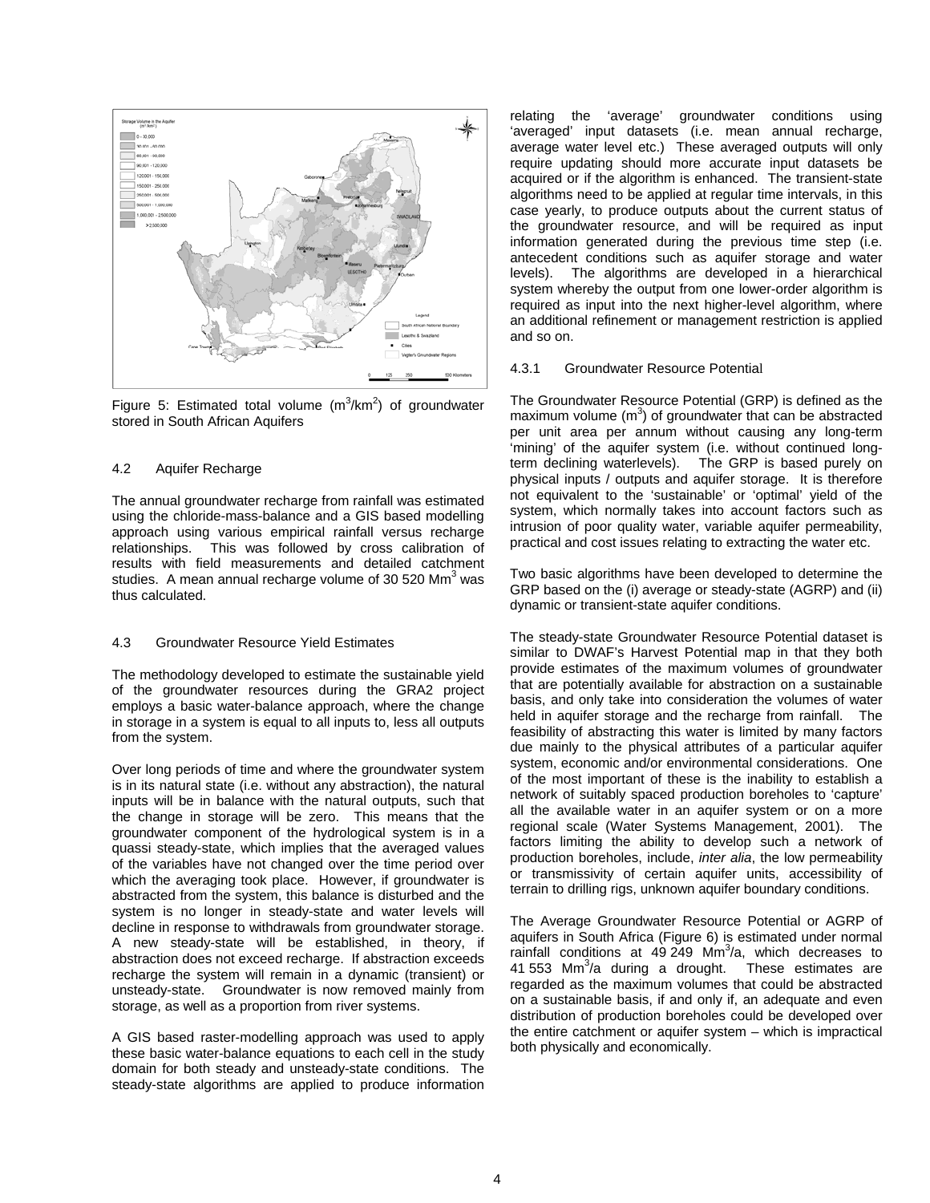Figure 5: Estimated total volume ($m^3/km^2$) of groundwater stored in South African Aquifers

### 4.2 Aquifer Recharge

The annual groundwater recharge from rainfall was estimated using the chloride-mass-balance and a GIS based modelling approach using various empirical rainfall versus recharge relationships. This was followed by cross calibration of results with field measurements and detailed catchment studies. A mean annual recharge volume of 30 520 $Mm^3$ was thus calculated.

### 4.3 Groundwater Resource Yield Estimates

The methodology developed to estimate the sustainable yield of the groundwater resources during the GRA2 project employs a basic water-balance approach, where the change in storage in a system is equal to all inputs to, less all outputs from the system.

Over long periods of time and where the groundwater system is in its natural state (i.e. without any abstraction), the natural inputs will be in balance with the natural outputs, such that the change in storage will be zero. This means that the groundwater component of the hydrological system is in a quassi steady-state, which implies that the averaged values of the variables have not changed over the time period over which the averaging took place. However, if groundwater is abstracted from the system, this balance is disturbed and the system is no longer in steady-state and water levels will decline in response to withdrawals from groundwater storage. A new steady-state will be established, in theory, if abstraction does not exceed recharge. If abstraction exceeds recharge the system will remain in a dynamic (transient) or unsteady-state. Groundwater is now removed mainly from storage, as well as a proportion from river systems.

A GIS based raster-modelling approach was used to apply these basic water-balance equations to each cell in the study domain for both steady and unsteady-state conditions. The steady-state algorithms are applied to produce information relating the 'average' groundwater conditions using 'averaged' input datasets (i.e. mean annual recharge, average water level etc.) These averaged outputs will only require updating should more accurate input datasets be acquired or if the algorithm is enhanced. The transient-state algorithms need to be applied at regular time intervals, in this case yearly, to produce outputs about the current status of the groundwater resource, and will be required as input information generated during the previous time step (i.e. antecedent conditions such as aquifer storage and water levels). The algorithms are developed in a hierarchical system whereby the output from one lower-order algorithm is required as input into the next higher-level algorithm, where an additional refinement or management restriction is applied and so on.

#### 4.3.1 Groundwater Resource Potential

The Groundwater Resource Potential (GRP) is defined as the maximum volume ($m^3$) of groundwater that can be abstracted per unit area per annum without causing any long-term 'mining' of the aquifer system (i.e. without continued long-term declining waterlevels). The GRP is based purely on physical inputs / outputs and aquifer storage. It is therefore not equivalent to the 'sustainable' or 'optimal' yield of the system, which normally takes into account factors such as intrusion of poor quality water, variable aquifer permeability, practical and cost issues relating to extracting the water etc.

Two basic algorithms have been developed to determine the GRP based on the (i) average or steady-state (AGRP) and (ii) dynamic or transient-state aquifer conditions.

The steady-state Groundwater Resource Potential dataset is similar to DWAF's Harvest Potential map in that they both provide estimates of the maximum volumes of groundwater that are potentially available for abstraction on a sustainable basis, and only take into consideration the volumes of water held in aquifer storage and the recharge from rainfall. The feasibility of abstracting this water is limited by many factors due mainly to the physical attributes of a particular aquifer system, economic and/or environmental considerations. One of the most important of these is the inability to establish a network of suitably spaced production boreholes to 'capture' all the available water in an aquifer system or on a more regional scale (Water Systems Management, 2001). The factors limiting the ability to develop such a network of production boreholes, include, *inter alia*, the low permeability or transmissivity of certain aquifer units, accessibility of terrain to drilling rigs, unknown aquifer boundary conditions.

The Average Groundwater Resource Potential or AGRP of aquifers in South Africa (Figure 6) is estimated under normal rainfall conditions at 49 249 $Mm^3/a$, which decreases to 41 553 $Mm^3/a$ during a drought. These estimates are regarded as the maximum volumes that could be abstracted on a sustainable basis, if and only if, an adequate and even distribution of production boreholes could be developed over the entire catchment or aquifer system – which is impractical both physically and economically.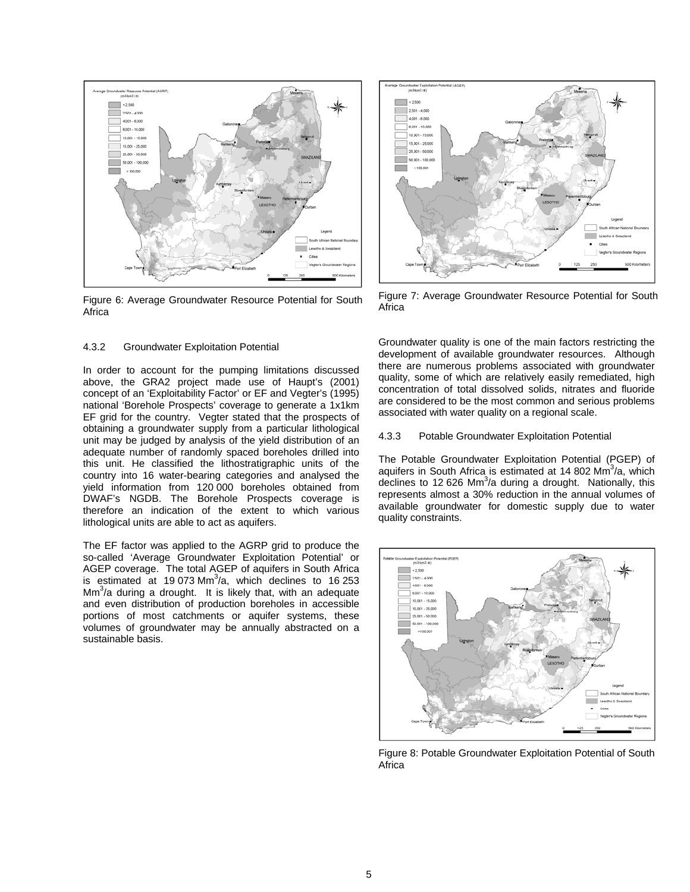Figure 6: Average Groundwater Resource Potential for South Africa

Figure 7: Average Groundwater Resource Potential for South Africa

#### 4.3.2 Groundwater Exploitation Potential

In order to account for the pumping limitations discussed above, the GRA2 project made use of Haupt's (2001) concept of an 'Exploitability Factor' or EF and Vegter's (1995) national 'Borehole Prospects' coverage to generate a 1x1km EF grid for the country. Vegter stated that the prospects of obtaining a groundwater supply from a particular lithological unit may be judged by analysis of the yield distribution of an adequate number of randomly spaced boreholes drilled into this unit. He classified the lithostratigraphic units of the country into 16 water-bearing categories and analysed the yield information from 120 000 boreholes obtained from DWAF's NGDB. The Borehole Prospects coverage is therefore an indication of the extent to which various lithological units are able to act as aquifers.

The EF factor was applied to the AGRP grid to produce the so-called 'Average Groundwater Exploitation Potential' or AGEP coverage. The total AGEP of aquifers in South Africa is estimated at 19 073 $Mm^3$/a, which declines to 16 253 $Mm^3$/a during a drought. It is likely that, with an adequate and even distribution of production boreholes in accessible portions of most catchments or aquifer systems, these volumes of groundwater may be annually abstracted on a sustainable basis.

Groundwater quality is one of the main factors restricting the development of available groundwater resources. Although there are numerous problems associated with groundwater quality, some of which are relatively easily remediated, high concentration of total dissolved solids, nitrates and fluoride are considered to be the most common and serious problems associated with water quality on a regional scale.

#### 4.3.3 Potable Groundwater Exploitation Potential

The Potable Groundwater Exploitation Potential (PGEP) of aquifers in South Africa is estimated at 14 802 $Mm^3$/a, which declines to 12 626 $Mm^3$/a during a drought. Nationally, this represents almost a 30% reduction in the annual volumes of available groundwater for domestic supply due to water quality constraints.

Figure 8: Potable Groundwater Exploitation Potential of South Africa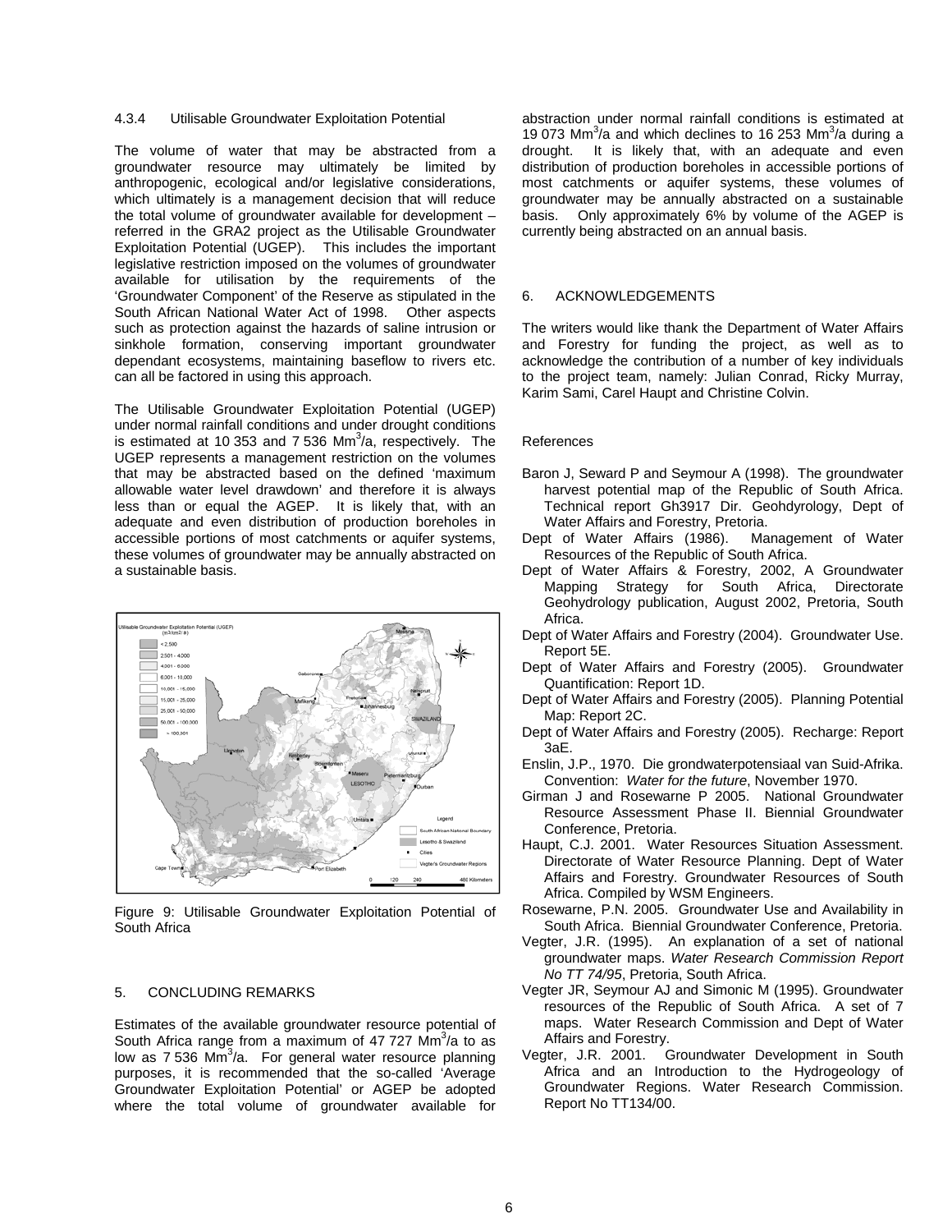#### 4.3.4 Utilisable Groundwater Exploitation Potential

The volume of water that may be abstracted from a groundwater resource may ultimately be limited by anthropogenic, ecological and/or legislative considerations, which ultimately is a management decision that will reduce the total volume of groundwater available for development – referred in the GRA2 project as the Utilisable Groundwater Exploitation Potential (UGEP). This includes the important legislative restriction imposed on the volumes of groundwater available for utilisation by the requirements of the 'Groundwater Component' of the Reserve as stipulated in the South African National Water Act of 1998. Other aspects such as protection against the hazards of saline intrusion or sinkhole formation, conserving important groundwater dependant ecosystems, maintaining baseflow to rivers etc. can all be factored in using this approach.

The Utilisable Groundwater Exploitation Potential (UGEP) under normal rainfall conditions and under drought conditions is estimated at 10 353 and 7 536 $Mm^3$/a, respectively. The UGEP represents a management restriction on the volumes that may be abstracted based on the defined 'maximum allowable water level drawdown' and therefore it is always less than or equal the AGEP. It is likely that, with an adequate and even distribution of production boreholes in accessible portions of most catchments or aquifer systems, these volumes of groundwater may be annually abstracted on a sustainable basis.

Utilisable Groundwater Exploitation Potential (UGEP) ($m^3/km^2/a$)
< 2,500
2,501 - 4,000
4,001 - 6,000
6,001 - 10,000
10,001 - 15,000
15,001 - 25,000
25,001 - 50,000
50,001 - 100,000
> 100,001

Messina, Gaborone, Nelspruit, Mafikeng, Pretoria, Johannesburg, SWAZILAND, Upington, Kimberley, Bloemfontein, Ulundi, Maseru, Pietermaritzburg, LESOTHO, Durban, Umtata, Cape Town, Port Elizabeth

Legend
South African National Boundary
Lesotho & Swaziland
Cities
Vegter's Groundwater Regions

0 120 240 480 Kilometers

Figure 9: Utilisable Groundwater Exploitation Potential of South Africa

## 5. CONCLUDING REMARKS

Estimates of the available groundwater resource potential of South Africa range from a maximum of 47 727 $Mm^3$/a to as low as 7 536 $Mm^3$/a. For general water resource planning purposes, it is recommended that the so-called 'Average Groundwater Exploitation Potential' or AGEP be adopted where the total volume of groundwater available for abstraction under normal rainfall conditions is estimated at 19 073 $Mm^3$/a and which declines to 16 253 $Mm^3$/a during a drought. It is likely that, with an adequate and even distribution of production boreholes in accessible portions of most catchments or aquifer systems, these volumes of groundwater may be annually abstracted on a sustainable basis. Only approximately 6% by volume of the AGEP is currently being abstracted on an annual basis.

## 6. ACKNOWLEDGEMENTS

The writers would like thank the Department of Water Affairs and Forestry for funding the project, as well as to acknowledge the contribution of a number of key individuals to the project team, namely: Julian Conrad, Ricky Murray, Karim Sami, Carel Haupt and Christine Colvin.

## References

Baron J, Seward P and Seymour A (1998). The groundwater harvest potential map of the Republic of South Africa. Technical report Gh3917 Dir. Geohdyrology, Dept of Water Affairs and Forestry, Pretoria.

Dept of Water Affairs (1986). Management of Water Resources of the Republic of South Africa.

Dept of Water Affairs & Forestry, 2002, A Groundwater Mapping Strategy for South Africa, Directorate Geohydrology publication, August 2002, Pretoria, South Africa.

Dept of Water Affairs and Forestry (2004). Groundwater Use. Report 5E.

Dept of Water Affairs and Forestry (2005). Groundwater Quantification: Report 1D.

Dept of Water Affairs and Forestry (2005). Planning Potential Map: Report 2C.

Dept of Water Affairs and Forestry (2005). Recharge: Report 3aE.

Enslin, J.P., 1970. Die grondwaterpotensiaal van Suid-Afrika. Convention: *Water for the future*, November 1970.

Girman J and Rosewarne P 2005. National Groundwater Resource Assessment Phase II. Biennial Groundwater Conference, Pretoria.

Haupt, C.J. 2001. Water Resources Situation Assessment. Directorate of Water Resource Planning. Dept of Water Affairs and Forestry. Groundwater Resources of South Africa. Compiled by WSM Engineers.

Rosewarne, P.N. 2005. Groundwater Use and Availability in South Africa. Biennial Groundwater Conference, Pretoria.

Vegter, J.R. (1995). An explanation of a set of national groundwater maps. *Water Research Commission Report No TT 74/95*, Pretoria, South Africa.

Vegter JR, Seymour AJ and Simonic M (1995). Groundwater resources of the Republic of South Africa. A set of 7 maps. Water Research Commission and Dept of Water Affairs and Forestry.

Vegter, J.R. 2001. Groundwater Development in South Africa and an Introduction to the Hydrogeology of Groundwater Regions. Water Research Commission. Report No TT134/00.